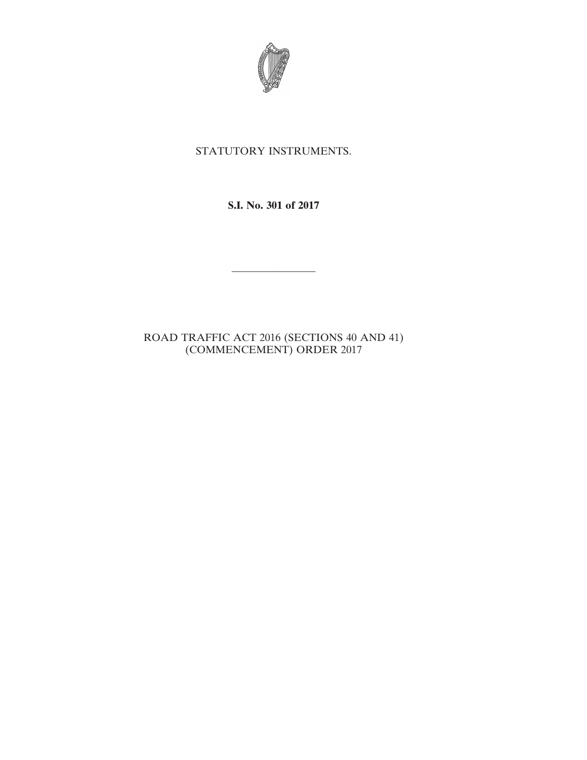STATUTORY INSTRUMENTS.

**S.I. No. 301 of 2017**

---

ROAD TRAFFIC ACT 2016 (SECTIONS 40 AND 41) (COMMENCEMENT) ORDER 2017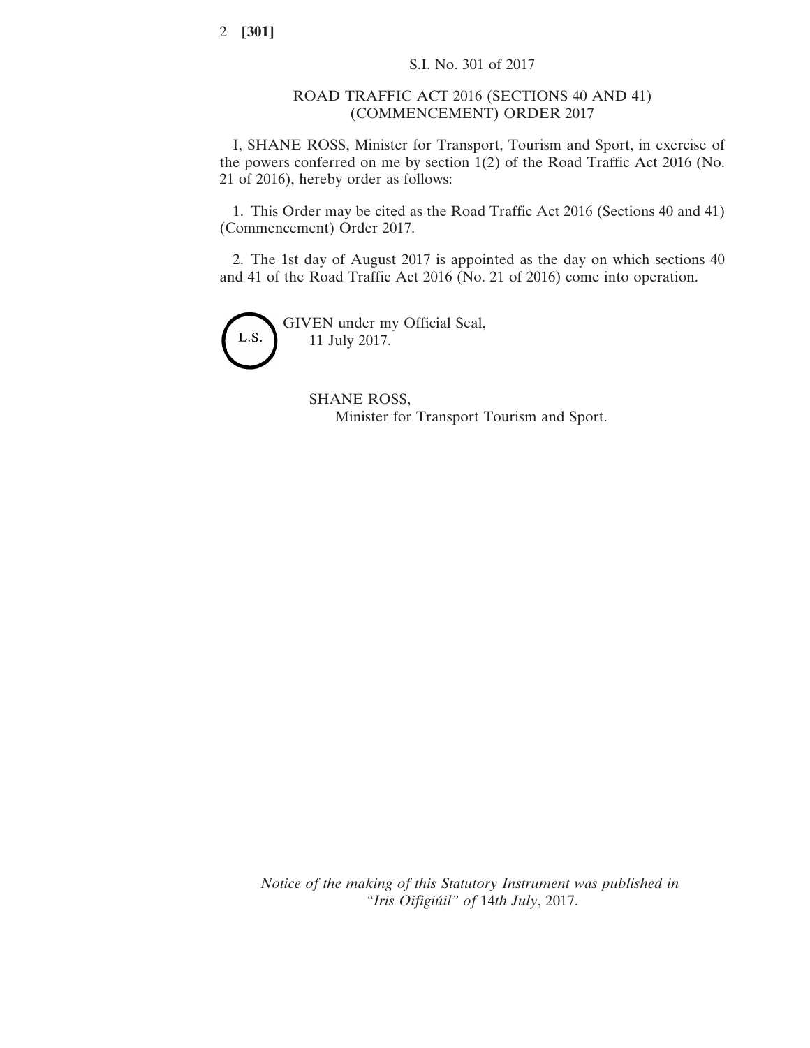S.I. No. 301 of 2017

# ROAD TRAFFIC ACT 2016 (SECTIONS 40 AND 41) (COMMENCEMENT) ORDER 2017

I, SHANE ROSS, Minister for Transport, Tourism and Sport, in exercise of the powers conferred on me by section 1(2) of the Road Traffic Act 2016 (No. 21 of 2016), hereby order as follows:

1. This Order may be cited as the Road Traffic Act 2016 (Sections 40 and 41) (Commencement) Order 2017.

2. The 1st day of August 2017 is appointed as the day on which sections 40 and 41 of the Road Traffic Act 2016 (No. 21 of 2016) come into operation.

L.S.

GIVEN under my Official Seal,
11 July 2017.

SHANE ROSS,
Minister for Transport Tourism and Sport.

*Notice of the making of this Statutory Instrument was published in "Iris Oifigiúil" of 14th July, 2017.*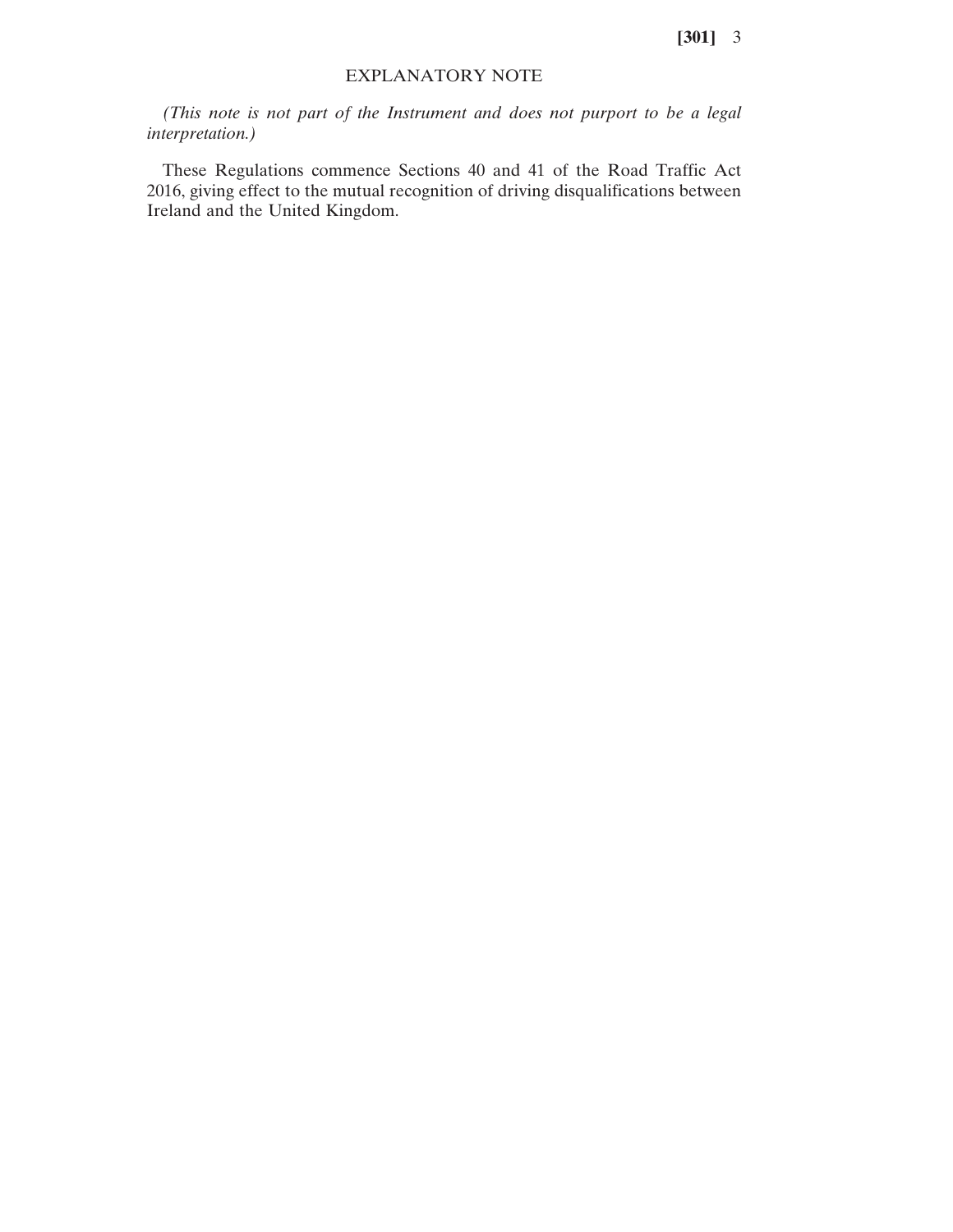## EXPLANATORY NOTE

*(This note is not part of the Instrument and does not purport to be a legal interpretation.)*

These Regulations commence Sections 40 and 41 of the Road Traffic Act 2016, giving effect to the mutual recognition of driving disqualifications between Ireland and the United Kingdom.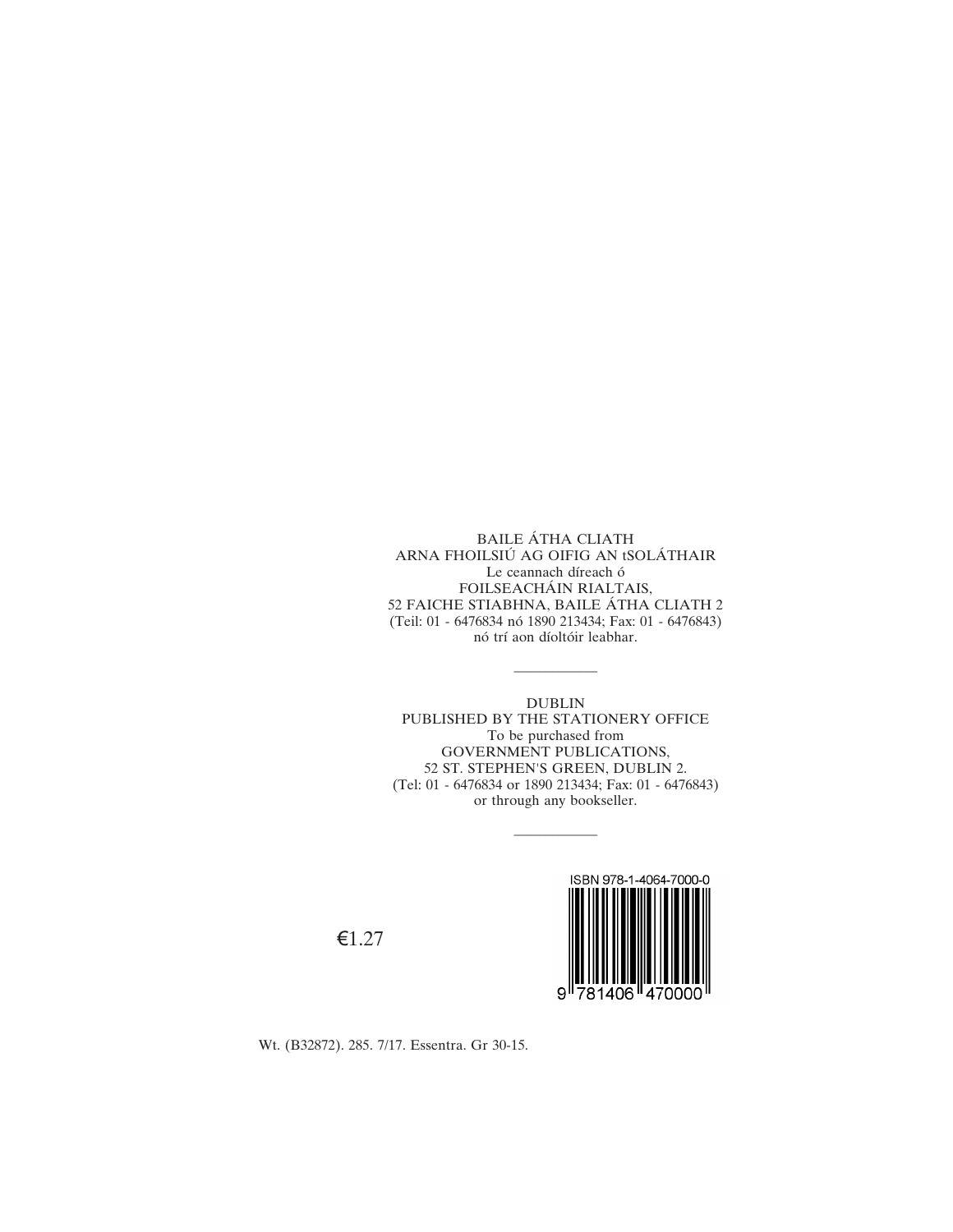BAILE ÁTHA CLIATH
ARNA FHOILSIÚ AG OIFIG AN tSOLÁTHAIR
Le ceannach díreach ó
FOILSEACHÁIN RIALTAIS,
52 FAICHE STIABHNA, BAILE ÁTHA CLIATH 2
(Teil: 01 - 6476834 nó 1890 213434; Fax: 01 - 6476843)
nó trí aon díoltóir leabhar.

---

DUBLIN
PUBLISHED BY THE STATIONERY OFFICE
To be purchased from
GOVERNMENT PUBLICATIONS,
52 ST. STEPHEN'S GREEN, DUBLIN 2.
(Tel: 01 - 6476834 or 1890 213434; Fax: 01 - 6476843)
or through any bookseller.

---

€1.27

ISBN 978-1-4064-7000-0

9 781406 470000

Wt. (B32872). 285. 7/17. Essentra. Gr 30-15.